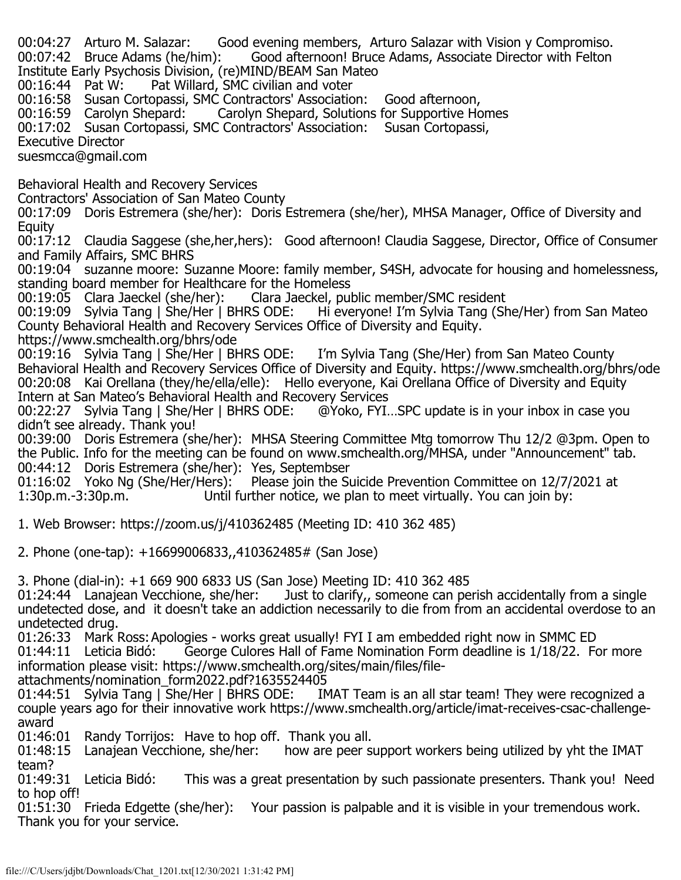00:04:27 Arturo M. Salazar: Good evening members, Arturo Salazar with Vision y Compromiso.
00:07:42 Bruce Adams (he/him): Good afternoon! Bruce Adams, Associate Director with Felton Institute Early Psychosis Division, (re)MIND/BEAM San Mateo
00:16:44 Pat W: Pat Willard, SMC civilian and voter
00:16:58 Susan Cortopassi, SMC Contractors' Association: Good afternoon,
00:16:59 Carolyn Shepard: Carolyn Shepard, Solutions for Supportive Homes
00:17:02 Susan Cortopassi, SMC Contractors' Association: Susan Cortopassi, Executive Director
suesmcca@gmail.com

Behavioral Health and Recovery Services
Contractors' Association of San Mateo County
00:17:09 Doris Estremera (she/her): Doris Estremera (she/her), MHSA Manager, Office of Diversity and Equity
00:17:12 Claudia Saggese (she,her,hers): Good afternoon! Claudia Saggese, Director, Office of Consumer and Family Affairs, SMC BHRS
00:19:04 suzanne moore: Suzanne Moore: family member, S4SH, advocate for housing and homelessness, standing board member for Healthcare for the Homeless
00:19:05 Clara Jaeckel (she/her): Clara Jaeckel, public member/SMC resident
00:19:09 Sylvia Tang | She/Her | BHRS ODE: Hi everyone! I'm Sylvia Tang (She/Her) from San Mateo County Behavioral Health and Recovery Services Office of Diversity and Equity. https://www.smchealth.org/bhrs/ode
00:19:16 Sylvia Tang | She/Her | BHRS ODE: I'm Sylvia Tang (She/Her) from San Mateo County Behavioral Health and Recovery Services Office of Diversity and Equity. https://www.smchealth.org/bhrs/ode
00:20:08 Kai Orellana (they/he/ella/elle): Hello everyone, Kai Orellana Office of Diversity and Equity Intern at San Mateo's Behavioral Health and Recovery Services
00:22:27 Sylvia Tang | She/Her | BHRS ODE: @Yoko, FYI…SPC update is in your inbox in case you didn't see already. Thank you!
00:39:00 Doris Estremera (she/her): MHSA Steering Committee Mtg tomorrow Thu 12/2 @3pm. Open to the Public. Info for the meeting can be found on www.smchealth.org/MHSA, under "Announcement" tab.
00:44:12 Doris Estremera (she/her): Yes, Septembser
01:16:02 Yoko Ng (She/Her/Hers): Please join the Suicide Prevention Committee on 12/7/2021 at 1:30p.m.-3:30p.m. Until further notice, we plan to meet virtually. You can join by:

1. Web Browser: https://zoom.us/j/410362485 (Meeting ID: 410 362 485)

2. Phone (one-tap): +16699006833,,410362485# (San Jose)

3. Phone (dial-in): +1 669 900 6833 US (San Jose) Meeting ID: 410 362 485
01:24:44 Lanajean Vecchione, she/her: Just to clarify,, someone can perish accidentally from a single undetected dose, and it doesn't take an addiction necessarily to die from from an accidental overdose to an undetected drug.
01:26:33 Mark Ross: Apologies - works great usually! FYI I am embedded right now in SMMC ED
01:44:11 Leticia Bidó: George Culores Hall of Fame Nomination Form deadline is 1/18/22. For more information please visit: https://www.smchealth.org/sites/main/files/file-attachments/nomination_form2022.pdf?1635524405
01:44:51 Sylvia Tang | She/Her | BHRS ODE: IMAT Team is an all star team! They were recognized a couple years ago for their innovative work https://www.smchealth.org/article/imat-receives-csac-challenge-award
01:46:01 Randy Torrijos: Have to hop off. Thank you all.
01:48:15 Lanajean Vecchione, she/her: how are peer support workers being utilized by yht the IMAT team?
01:49:31 Leticia Bidó: This was a great presentation by such passionate presenters. Thank you! Need to hop off!
01:51:30 Frieda Edgette (she/her): Your passion is palpable and it is visible in your tremendous work. Thank you for your service.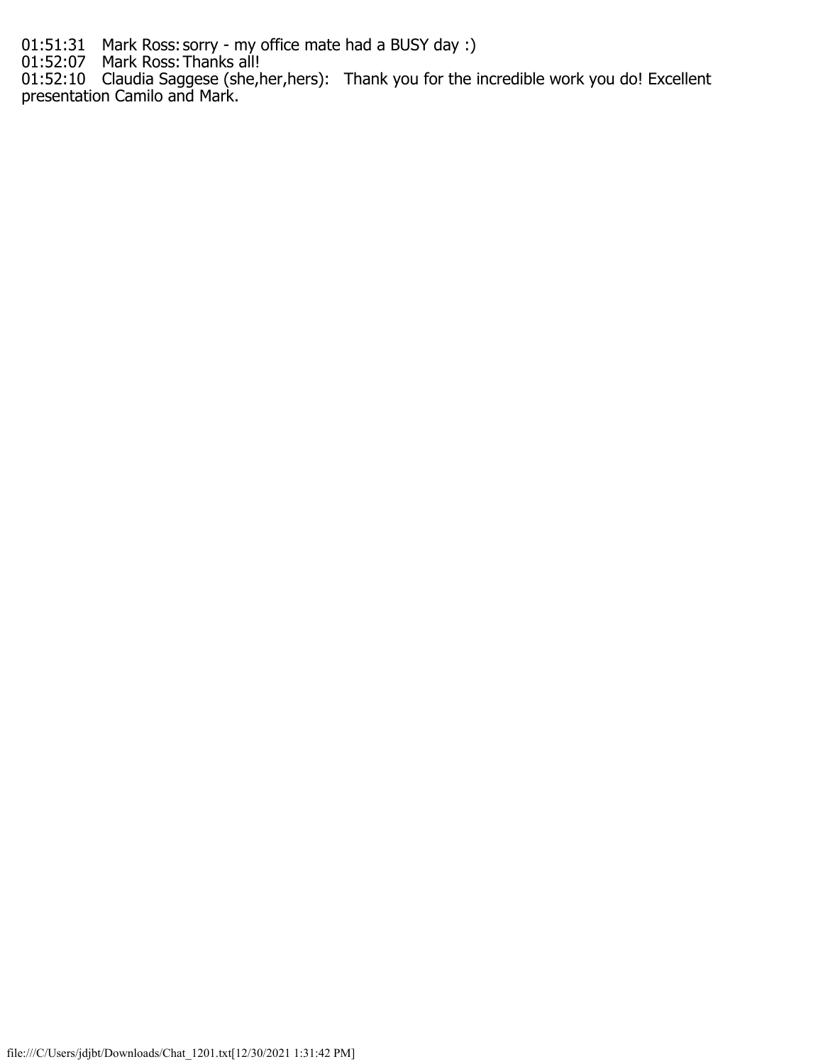01:51:31 Mark Ross: sorry - my office mate had a BUSY day :)
01:52:07 Mark Ross: Thanks all!
01:52:10 Claudia Saggese (she,her,hers): Thank you for the incredible work you do! Excellent presentation Camilo and Mark.